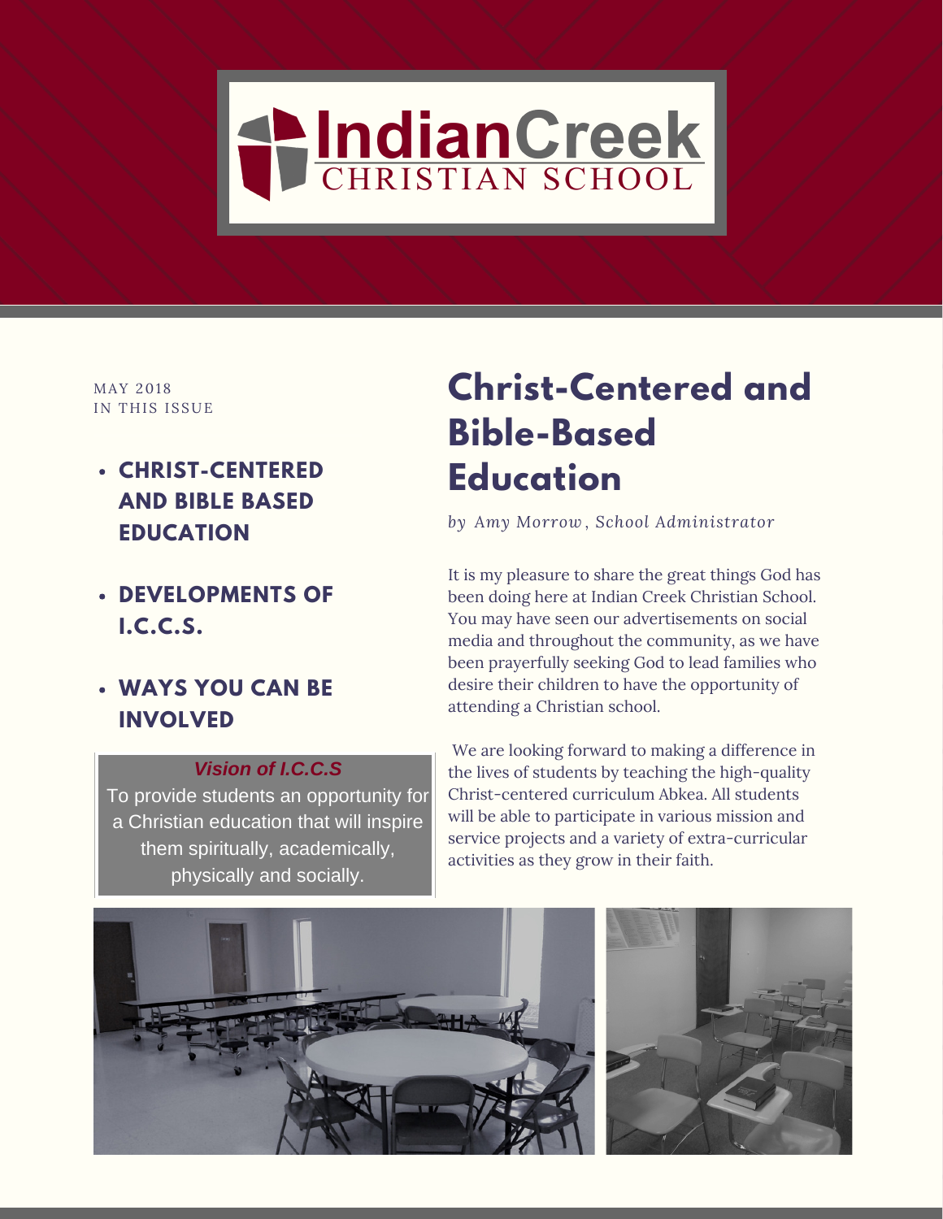# IndianCreek CHRISTIAN SCHOOL

MAY 2018
IN THIS ISSUE

- **CHRIST-CENTERED AND BIBLE BASED EDUCATION**
- **DEVELOPMENTS OF I.C.C.S.**
- **WAYS YOU CAN BE INVOLVED**

***Vision of I.C.C.S***

To provide students an opportunity for a Christian education that will inspire them spiritually, academically, physically and socially.

## Christ-Centered and Bible-Based Education

*by Amy Morrow, School Administrator*

It is my pleasure to share the great things God has been doing here at Indian Creek Christian School. You may have seen our advertisements on social media and throughout the community, as we have been prayerfully seeking God to lead families who desire their children to have the opportunity of attending a Christian school.

We are looking forward to making a difference in the lives of students by teaching the high-quality Christ-centered curriculum Abkea. All students will be able to participate in various mission and service projects and a variety of extra-curricular activities as they grow in their faith.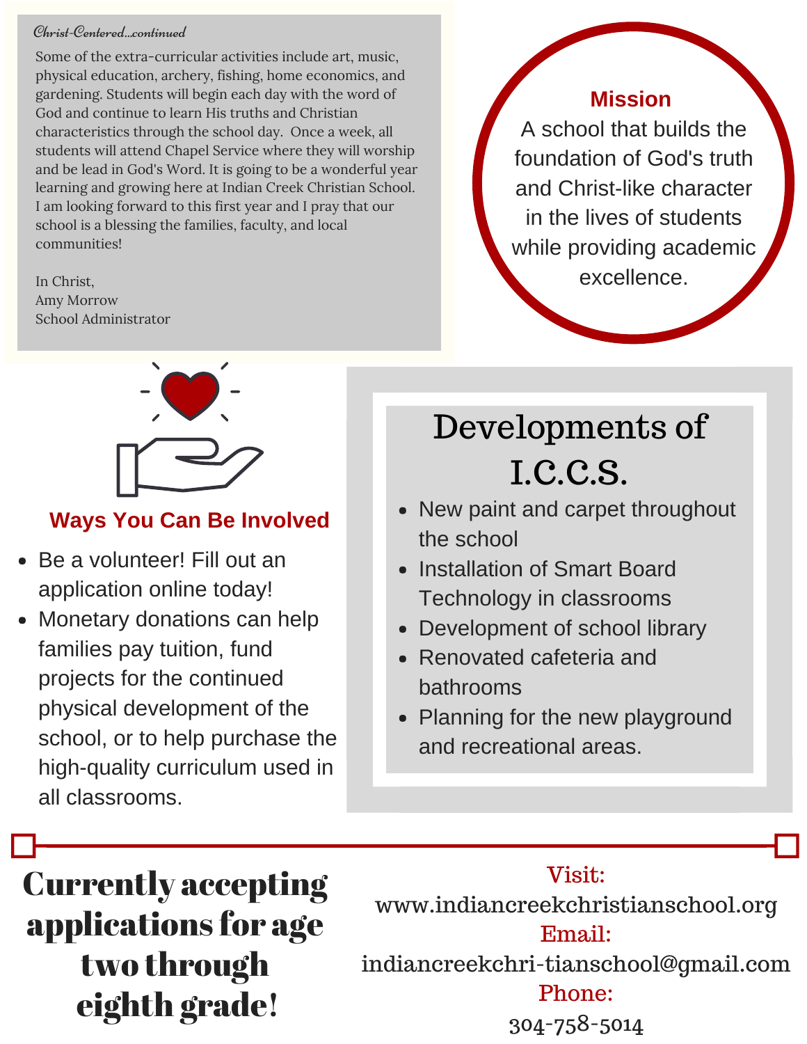*Christ-Centered...continued*

Some of the extra-curricular activities include art, music, physical education, archery, fishing, home economics, and gardening. Students will begin each day with the word of God and continue to learn His truths and Christian characteristics through the school day. Once a week, all students will attend Chapel Service where they will worship and be lead in God's Word. It is going to be a wonderful year learning and growing here at Indian Creek Christian School. I am looking forward to this first year and I pray that our school is a blessing the families, faculty, and local communities!

In Christ,
Amy Morrow
School Administrator

**Mission**

A school that builds the foundation of God's truth and Christ-like character in the lives of students while providing academic excellence.

## Ways You Can Be Involved

- Be a volunteer! Fill out an application online today!
- Monetary donations can help families pay tuition, fund projects for the continued physical development of the school, or to help purchase the high-quality curriculum used in all classrooms.

## Developments of I.C.C.S.

- New paint and carpet throughout the school
- Installation of Smart Board Technology in classrooms
- Development of school library
- Renovated cafeteria and bathrooms
- Planning for the new playground and recreational areas.

## Currently accepting applications for age two through eighth grade!

Visit:
www.indiancreekchristianschool.org
Email:
indiancreekchri-tianschool@gmail.com
Phone:
304-758-5014